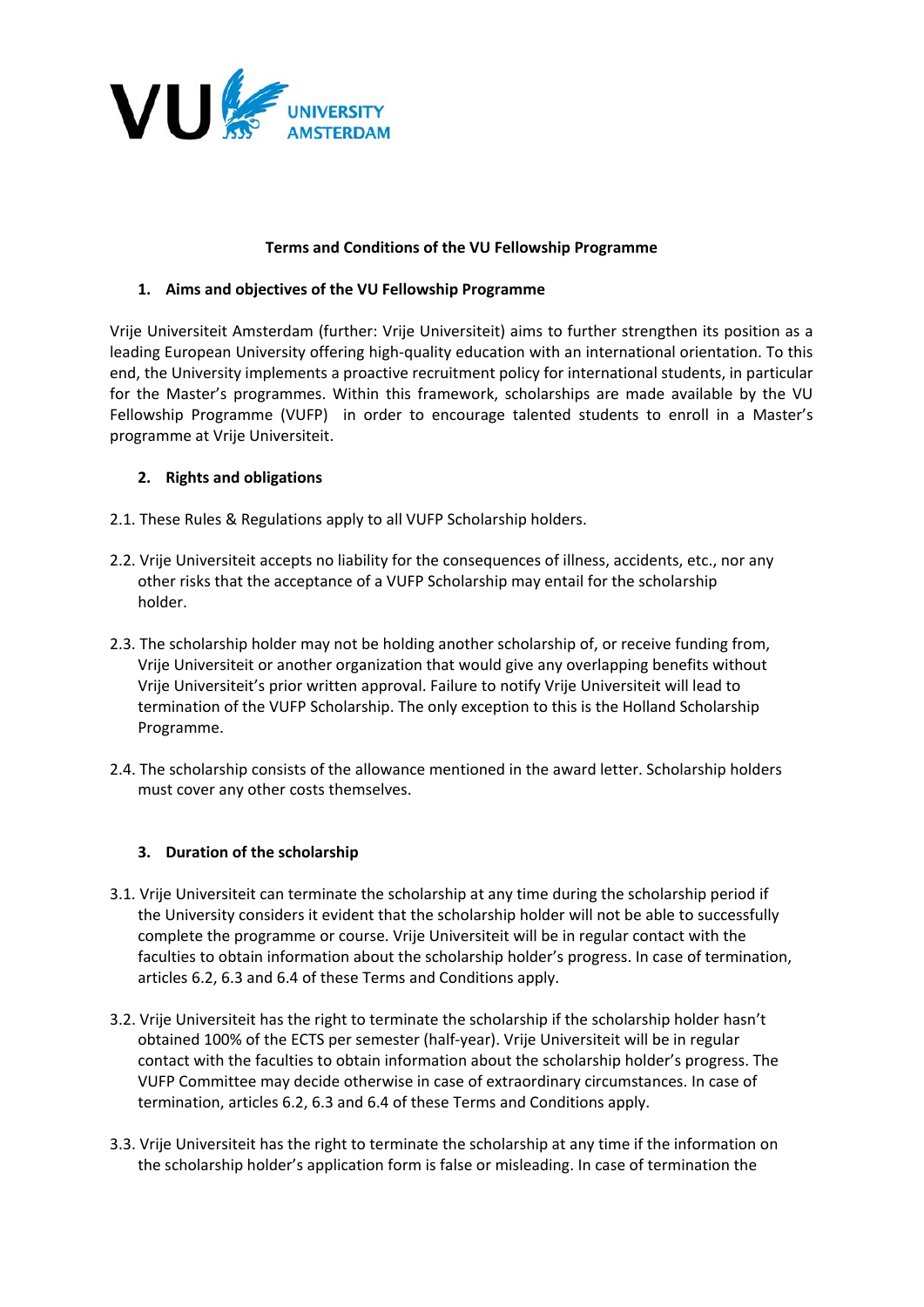# Terms and Conditions of the VU Fellowship Programme

## 1. Aims and objectives of the VU Fellowship Programme

Vrije Universiteit Amsterdam (further: Vrije Universiteit) aims to further strengthen its position as a leading European University offering high-quality education with an international orientation. To this end, the University implements a proactive recruitment policy for international students, in particular for the Master's programmes. Within this framework, scholarships are made available by the VU Fellowship Programme (VUFP) in order to encourage talented students to enroll in a Master's programme at Vrije Universiteit.

## 2. Rights and obligations

2.1. These Rules & Regulations apply to all VUFP Scholarship holders.

2.2. Vrije Universiteit accepts no liability for the consequences of illness, accidents, etc., nor any other risks that the acceptance of a VUFP Scholarship may entail for the scholarship holder.

2.3. The scholarship holder may not be holding another scholarship of, or receive funding from, Vrije Universiteit or another organization that would give any overlapping benefits without Vrije Universiteit's prior written approval. Failure to notify Vrije Universiteit will lead to termination of the VUFP Scholarship. The only exception to this is the Holland Scholarship Programme.

2.4. The scholarship consists of the allowance mentioned in the award letter. Scholarship holders must cover any other costs themselves.

## 3. Duration of the scholarship

3.1. Vrije Universiteit can terminate the scholarship at any time during the scholarship period if the University considers it evident that the scholarship holder will not be able to successfully complete the programme or course. Vrije Universiteit will be in regular contact with the faculties to obtain information about the scholarship holder's progress. In case of termination, articles 6.2, 6.3 and 6.4 of these Terms and Conditions apply.

3.2. Vrije Universiteit has the right to terminate the scholarship if the scholarship holder hasn't obtained 100% of the ECTS per semester (half-year). Vrije Universiteit will be in regular contact with the faculties to obtain information about the scholarship holder's progress. The VUFP Committee may decide otherwise in case of extraordinary circumstances. In case of termination, articles 6.2, 6.3 and 6.4 of these Terms and Conditions apply.

3.3. Vrije Universiteit has the right to terminate the scholarship at any time if the information on the scholarship holder's application form is false or misleading. In case of termination the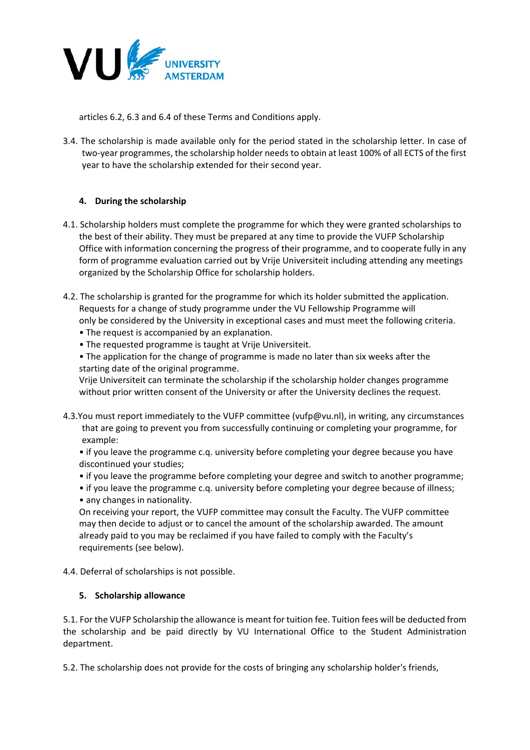articles 6.2, 6.3 and 6.4 of these Terms and Conditions apply.

3.4. The scholarship is made available only for the period stated in the scholarship letter. In case of two-year programmes, the scholarship holder needs to obtain at least 100% of all ECTS of the first year to have the scholarship extended for their second year.

## 4. During the scholarship

4.1. Scholarship holders must complete the programme for which they were granted scholarships to the best of their ability. They must be prepared at any time to provide the VUFP Scholarship Office with information concerning the progress of their programme, and to cooperate fully in any form of programme evaluation carried out by Vrije Universiteit including attending any meetings organized by the Scholarship Office for scholarship holders.

4.2. The scholarship is granted for the programme for which its holder submitted the application. Requests for a change of study programme under the VU Fellowship Programme will only be considered by the University in exceptional cases and must meet the following criteria.

- The request is accompanied by an explanation.
- The requested programme is taught at Vrije Universiteit.
- The application for the change of programme is made no later than six weeks after the starting date of the original programme.

Vrije Universiteit can terminate the scholarship if the scholarship holder changes programme without prior written consent of the University or after the University declines the request.

4.3.You must report immediately to the VUFP committee (vufp@vu.nl), in writing, any circumstances that are going to prevent you from successfully continuing or completing your programme, for example:

- if you leave the programme c.q. university before completing your degree because you have discontinued your studies;
- if you leave the programme before completing your degree and switch to another programme;
- if you leave the programme c.q. university before completing your degree because of illness;
- any changes in nationality.

On receiving your report, the VUFP committee may consult the Faculty. The VUFP committee may then decide to adjust or to cancel the amount of the scholarship awarded. The amount already paid to you may be reclaimed if you have failed to comply with the Faculty's requirements (see below).

4.4. Deferral of scholarships is not possible.

## 5. Scholarship allowance

5.1. For the VUFP Scholarship the allowance is meant for tuition fee. Tuition fees will be deducted from the scholarship and be paid directly by VU International Office to the Student Administration department.

5.2. The scholarship does not provide for the costs of bringing any scholarship holder's friends,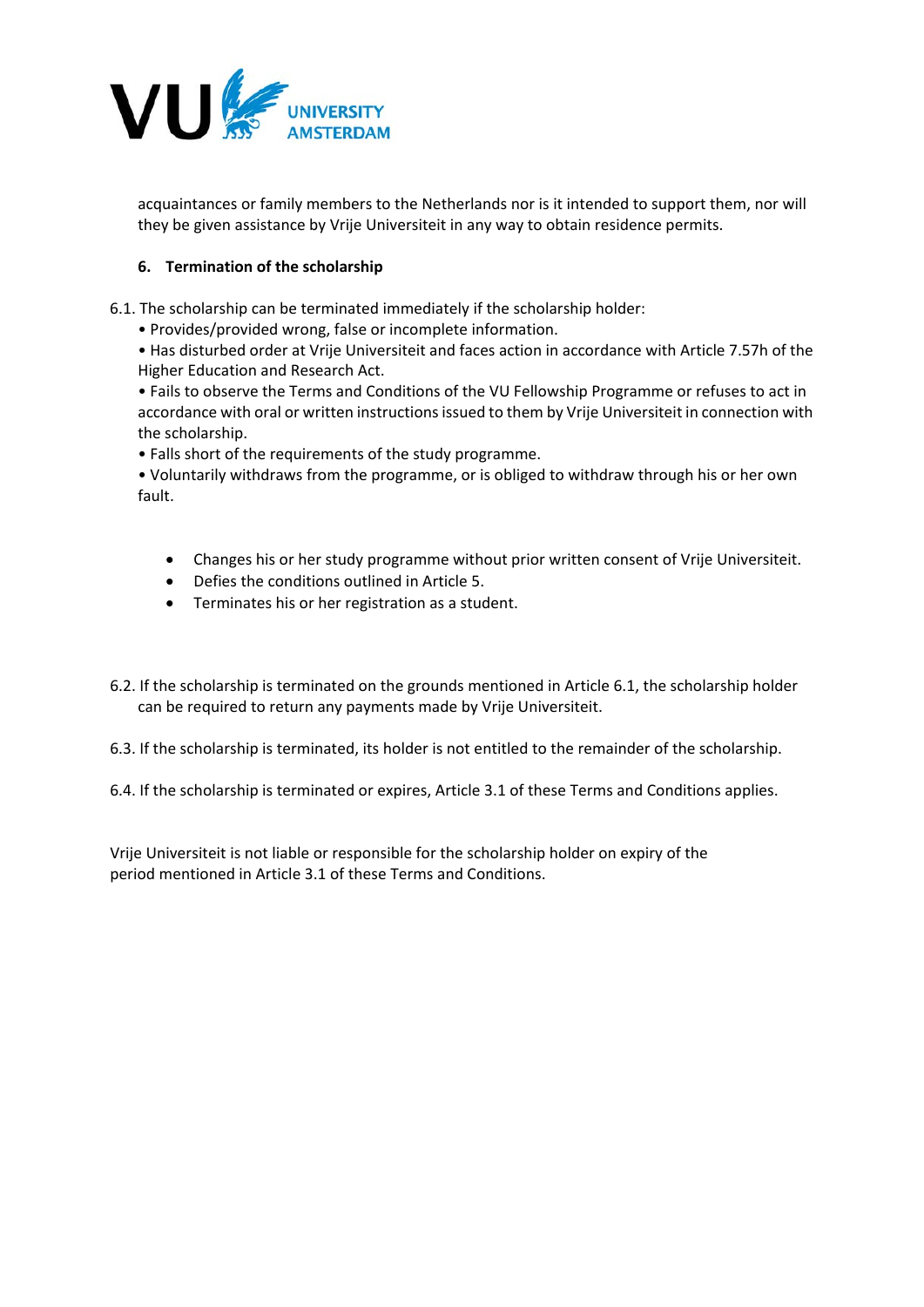acquaintances or family members to the Netherlands nor is it intended to support them, nor will they be given assistance by Vrije Universiteit in any way to obtain residence permits.

### 6. Termination of the scholarship

6.1. The scholarship can be terminated immediately if the scholarship holder:

• Provides/provided wrong, false or incomplete information.

• Has disturbed order at Vrije Universiteit and faces action in accordance with Article 7.57h of the Higher Education and Research Act.

• Fails to observe the Terms and Conditions of the VU Fellowship Programme or refuses to act in accordance with oral or written instructions issued to them by Vrije Universiteit in connection with the scholarship.

• Falls short of the requirements of the study programme.

• Voluntarily withdraws from the programme, or is obliged to withdraw through his or her own fault.

- Changes his or her study programme without prior written consent of Vrije Universiteit.
- Defies the conditions outlined in Article 5.
- Terminates his or her registration as a student.

6.2. If the scholarship is terminated on the grounds mentioned in Article 6.1, the scholarship holder can be required to return any payments made by Vrije Universiteit.

6.3. If the scholarship is terminated, its holder is not entitled to the remainder of the scholarship.

6.4. If the scholarship is terminated or expires, Article 3.1 of these Terms and Conditions applies.

Vrije Universiteit is not liable or responsible for the scholarship holder on expiry of the period mentioned in Article 3.1 of these Terms and Conditions.